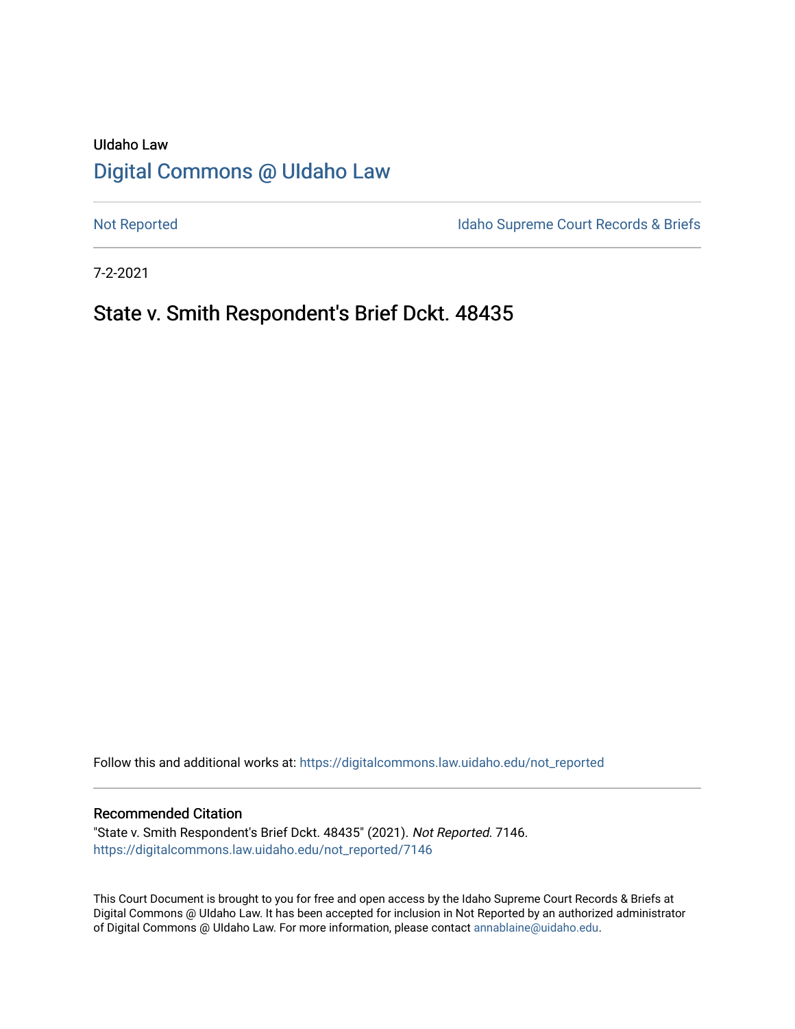UIdaho Law

# Digital Commons @ UIdaho Law

Not Reported

Idaho Supreme Court Records & Briefs

7-2-2021

## State v. Smith Respondent's Brief Dckt. 48435

Follow this and additional works at: https://digitalcommons.law.uidaho.edu/not_reported

### Recommended Citation

"State v. Smith Respondent's Brief Dckt. 48435" (2021). *Not Reported*. 7146.
https://digitalcommons.law.uidaho.edu/not_reported/7146

This Court Document is brought to you for free and open access by the Idaho Supreme Court Records & Briefs at Digital Commons @ UIdaho Law. It has been accepted for inclusion in Not Reported by an authorized administrator of Digital Commons @ UIdaho Law. For more information, please contact annablaine@uidaho.edu.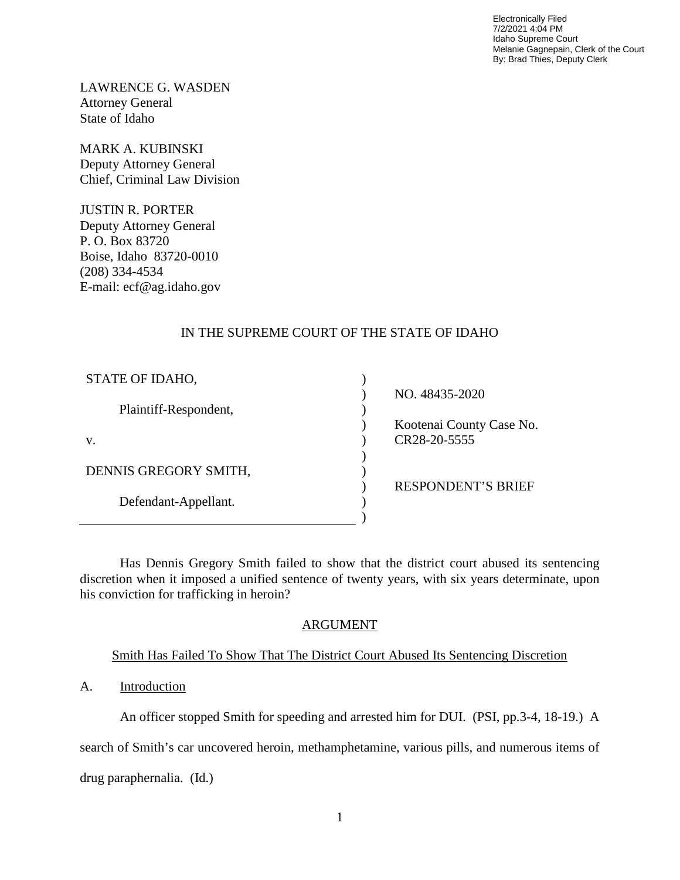Electronically Filed
7/2/2021 4:04 PM
Idaho Supreme Court
Melanie Gagnepain, Clerk of the Court
By: Brad Thies, Deputy Clerk

LAWRENCE G. WASDEN
Attorney General
State of Idaho

MARK A. KUBINSKI
Deputy Attorney General
Chief, Criminal Law Division

JUSTIN R. PORTER
Deputy Attorney General
P. O. Box 83720
Boise, Idaho 83720-0010
(208) 334-4534
E-mail: ecf@ag.idaho.gov

IN THE SUPREME COURT OF THE STATE OF IDAHO

| | | |
|---|---|---|
| STATE OF IDAHO, | ) | |
| | ) | NO. 48435-2020 |
| Plaintiff-Respondent, | ) | |
| | ) | Kootenai County Case No. |
| v. | ) | CR28-20-5555 |
| | ) | |
| DENNIS GREGORY SMITH, | ) | |
| | ) | RESPONDENT'S BRIEF |
| Defendant-Appellant. | ) | |
| | ) | |

Has Dennis Gregory Smith failed to show that the district court abused its sentencing discretion when it imposed a unified sentence of twenty years, with six years determinate, upon his conviction for trafficking in heroin?

## ARGUMENT

### Smith Has Failed To Show That The District Court Abused Its Sentencing Discretion

A. Introduction

An officer stopped Smith for speeding and arrested him for DUI. (PSI, pp.3-4, 18-19.) A search of Smith's car uncovered heroin, methamphetamine, various pills, and numerous items of drug paraphernalia. (Id.)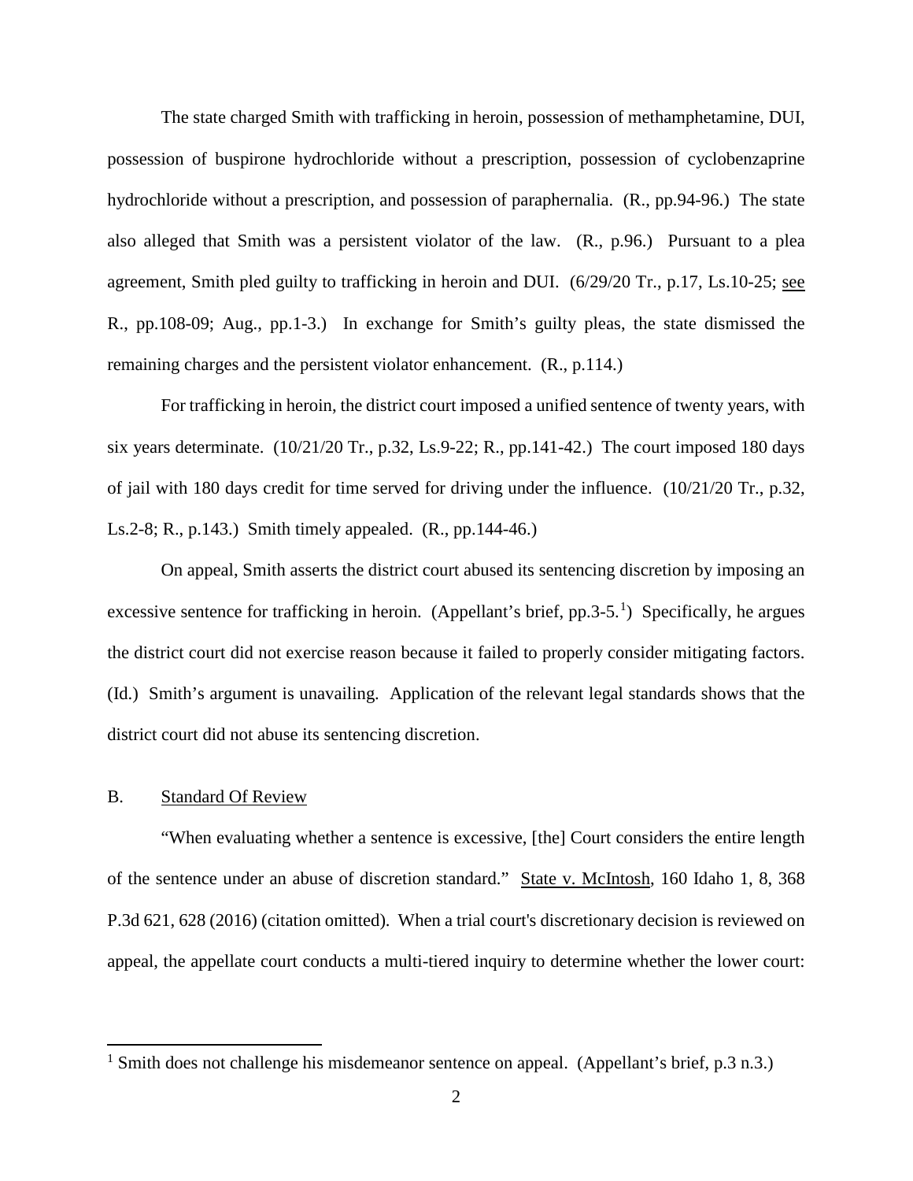The state charged Smith with trafficking in heroin, possession of methamphetamine, DUI, possession of buspirone hydrochloride without a prescription, possession of cyclobenzaprine hydrochloride without a prescription, and possession of paraphernalia. (R., pp.94-96.) The state also alleged that Smith was a persistent violator of the law. (R., p.96.) Pursuant to a plea agreement, Smith pled guilty to trafficking in heroin and DUI. (6/29/20 Tr., p.17, Ls.10-25; see R., pp.108-09; Aug., pp.1-3.) In exchange for Smith's guilty pleas, the state dismissed the remaining charges and the persistent violator enhancement. (R., p.114.)

For trafficking in heroin, the district court imposed a unified sentence of twenty years, with six years determinate. (10/21/20 Tr., p.32, Ls.9-22; R., pp.141-42.) The court imposed 180 days of jail with 180 days credit for time served for driving under the influence. (10/21/20 Tr., p.32, Ls.2-8; R., p.143.) Smith timely appealed. (R., pp.144-46.)

On appeal, Smith asserts the district court abused its sentencing discretion by imposing an excessive sentence for trafficking in heroin. (Appellant's brief, pp.3-5.[1]) Specifically, he argues the district court did not exercise reason because it failed to properly consider mitigating factors. (Id.) Smith's argument is unavailing. Application of the relevant legal standards shows that the district court did not abuse its sentencing discretion.

### B. Standard Of Review

"When evaluating whether a sentence is excessive, [the] Court considers the entire length of the sentence under an abuse of discretion standard." State v. McIntosh, 160 Idaho 1, 8, 368 P.3d 621, 628 (2016) (citation omitted). When a trial court's discretionary decision is reviewed on appeal, the appellate court conducts a multi-tiered inquiry to determine whether the lower court:

[1] Smith does not challenge his misdemeanor sentence on appeal. (Appellant's brief, p.3 n.3.)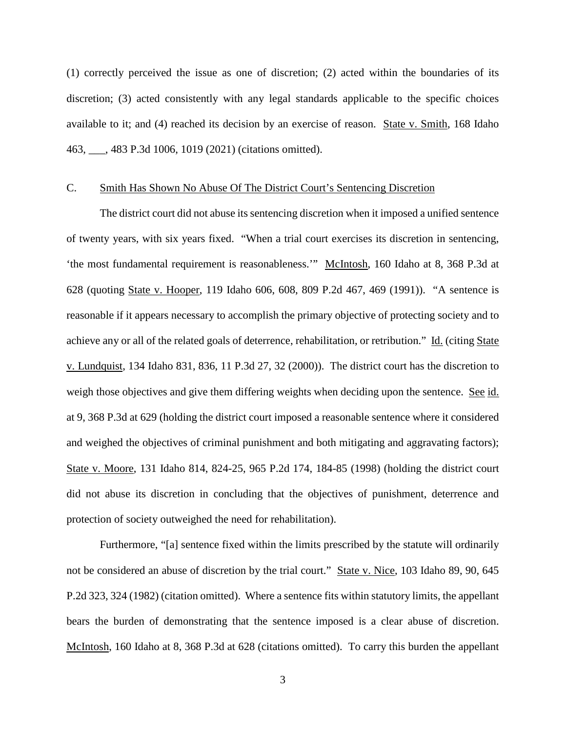(1) correctly perceived the issue as one of discretion; (2) acted within the boundaries of its discretion; (3) acted consistently with any legal standards applicable to the specific choices available to it; and (4) reached its decision by an exercise of reason. State v. Smith, 168 Idaho 463, ___, 483 P.3d 1006, 1019 (2021) (citations omitted).

### C. Smith Has Shown No Abuse Of The District Court's Sentencing Discretion

The district court did not abuse its sentencing discretion when it imposed a unified sentence of twenty years, with six years fixed. "When a trial court exercises its discretion in sentencing, 'the most fundamental requirement is reasonableness.'" McIntosh, 160 Idaho at 8, 368 P.3d at 628 (quoting State v. Hooper, 119 Idaho 606, 608, 809 P.2d 467, 469 (1991)). "A sentence is reasonable if it appears necessary to accomplish the primary objective of protecting society and to achieve any or all of the related goals of deterrence, rehabilitation, or retribution." Id. (citing State v. Lundquist, 134 Idaho 831, 836, 11 P.3d 27, 32 (2000)). The district court has the discretion to weigh those objectives and give them differing weights when deciding upon the sentence. See id. at 9, 368 P.3d at 629 (holding the district court imposed a reasonable sentence where it considered and weighed the objectives of criminal punishment and both mitigating and aggravating factors); State v. Moore, 131 Idaho 814, 824-25, 965 P.2d 174, 184-85 (1998) (holding the district court did not abuse its discretion in concluding that the objectives of punishment, deterrence and protection of society outweighed the need for rehabilitation).

Furthermore, "[a] sentence fixed within the limits prescribed by the statute will ordinarily not be considered an abuse of discretion by the trial court." State v. Nice, 103 Idaho 89, 90, 645 P.2d 323, 324 (1982) (citation omitted). Where a sentence fits within statutory limits, the appellant bears the burden of demonstrating that the sentence imposed is a clear abuse of discretion. McIntosh, 160 Idaho at 8, 368 P.3d at 628 (citations omitted). To carry this burden the appellant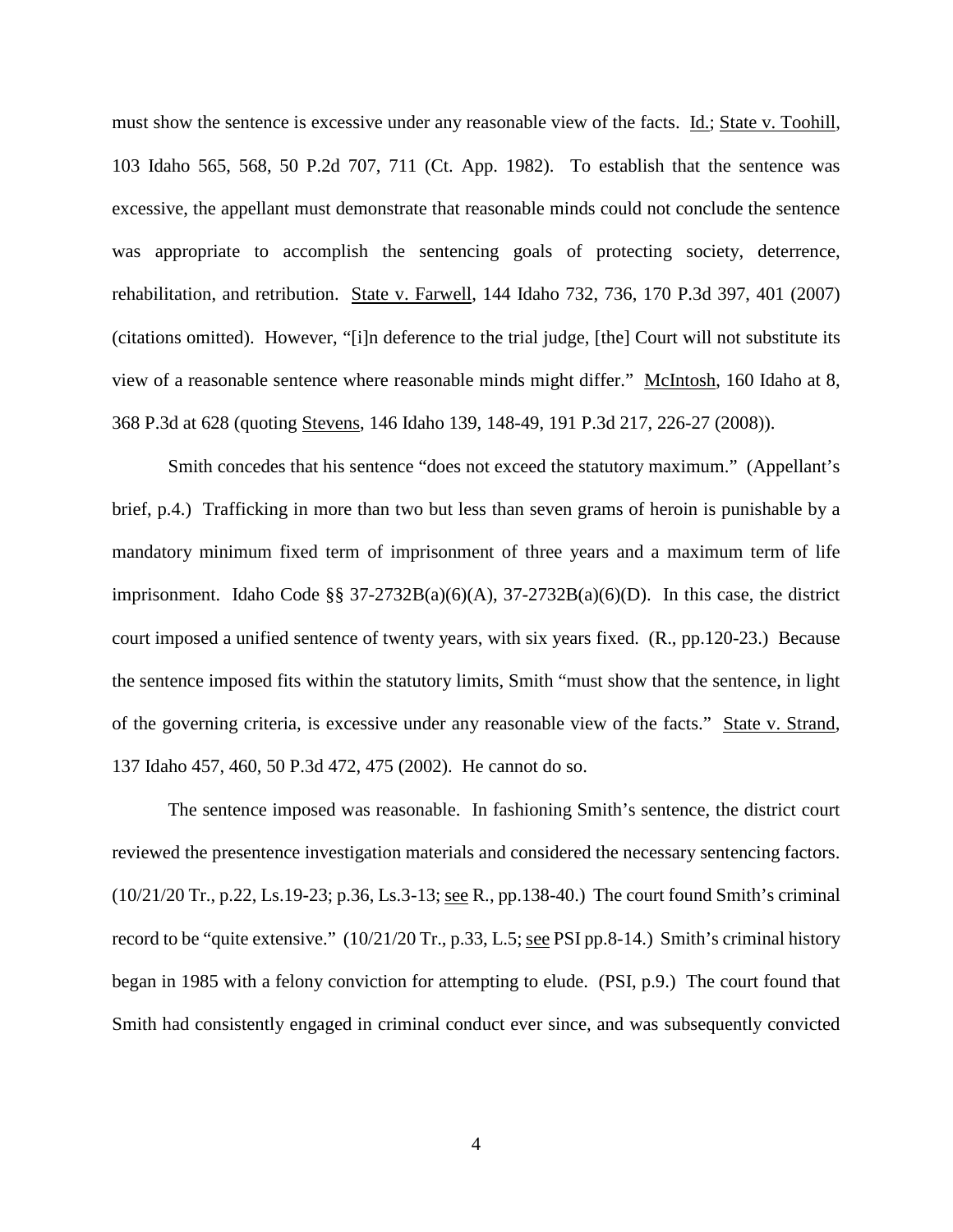must show the sentence is excessive under any reasonable view of the facts. Id.; State v. Toohill, 103 Idaho 565, 568, 50 P.2d 707, 711 (Ct. App. 1982). To establish that the sentence was excessive, the appellant must demonstrate that reasonable minds could not conclude the sentence was appropriate to accomplish the sentencing goals of protecting society, deterrence, rehabilitation, and retribution. State v. Farwell, 144 Idaho 732, 736, 170 P.3d 397, 401 (2007) (citations omitted). However, "[i]n deference to the trial judge, [the] Court will not substitute its view of a reasonable sentence where reasonable minds might differ." McIntosh, 160 Idaho at 8, 368 P.3d at 628 (quoting Stevens, 146 Idaho 139, 148-49, 191 P.3d 217, 226-27 (2008)).

Smith concedes that his sentence "does not exceed the statutory maximum." (Appellant's brief, p.4.) Trafficking in more than two but less than seven grams of heroin is punishable by a mandatory minimum fixed term of imprisonment of three years and a maximum term of life imprisonment. Idaho Code §§ 37-2732B(a)(6)(A), 37-2732B(a)(6)(D). In this case, the district court imposed a unified sentence of twenty years, with six years fixed. (R., pp.120-23.) Because the sentence imposed fits within the statutory limits, Smith "must show that the sentence, in light of the governing criteria, is excessive under any reasonable view of the facts." State v. Strand, 137 Idaho 457, 460, 50 P.3d 472, 475 (2002). He cannot do so.

The sentence imposed was reasonable. In fashioning Smith's sentence, the district court reviewed the presentence investigation materials and considered the necessary sentencing factors. (10/21/20 Tr., p.22, Ls.19-23; p.36, Ls.3-13; see R., pp.138-40.) The court found Smith's criminal record to be "quite extensive." (10/21/20 Tr., p.33, L.5; see PSI pp.8-14.) Smith's criminal history began in 1985 with a felony conviction for attempting to elude. (PSI, p.9.) The court found that Smith had consistently engaged in criminal conduct ever since, and was subsequently convicted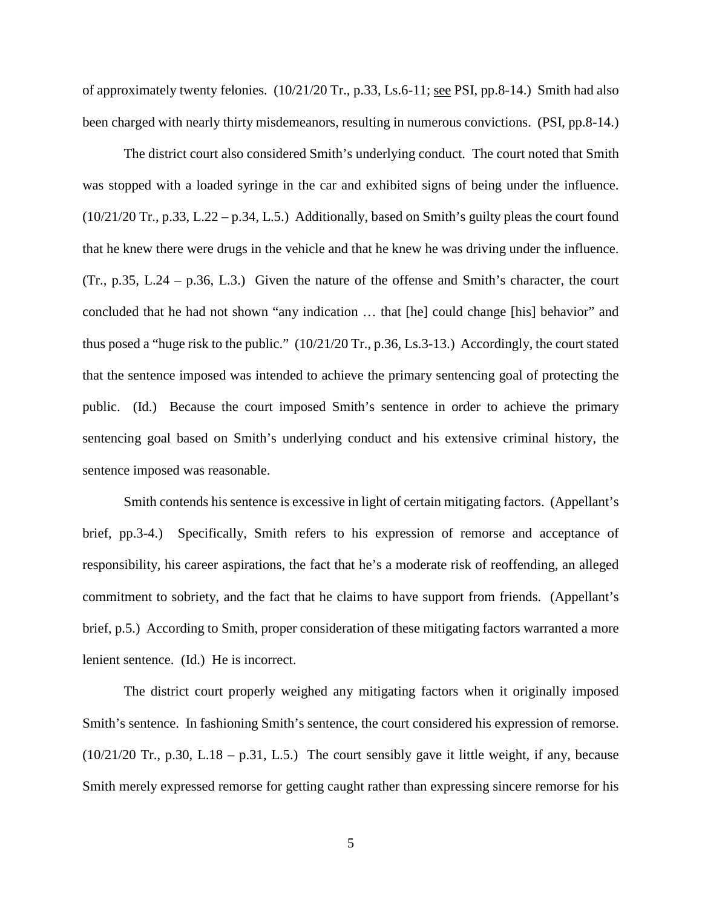of approximately twenty felonies. (10/21/20 Tr., p.33, Ls.6-11; see PSI, pp.8-14.) Smith had also been charged with nearly thirty misdemeanors, resulting in numerous convictions. (PSI, pp.8-14.)

The district court also considered Smith's underlying conduct. The court noted that Smith was stopped with a loaded syringe in the car and exhibited signs of being under the influence. (10/21/20 Tr., p.33, L.22 – p.34, L.5.) Additionally, based on Smith's guilty pleas the court found that he knew there were drugs in the vehicle and that he knew he was driving under the influence. (Tr., p.35, L.24 – p.36, L.3.) Given the nature of the offense and Smith's character, the court concluded that he had not shown "any indication … that [he] could change [his] behavior" and thus posed a "huge risk to the public." (10/21/20 Tr., p.36, Ls.3-13.) Accordingly, the court stated that the sentence imposed was intended to achieve the primary sentencing goal of protecting the public. (Id.) Because the court imposed Smith's sentence in order to achieve the primary sentencing goal based on Smith's underlying conduct and his extensive criminal history, the sentence imposed was reasonable.

Smith contends his sentence is excessive in light of certain mitigating factors. (Appellant's brief, pp.3-4.) Specifically, Smith refers to his expression of remorse and acceptance of responsibility, his career aspirations, the fact that he's a moderate risk of reoffending, an alleged commitment to sobriety, and the fact that he claims to have support from friends. (Appellant's brief, p.5.) According to Smith, proper consideration of these mitigating factors warranted a more lenient sentence. (Id.) He is incorrect.

The district court properly weighed any mitigating factors when it originally imposed Smith's sentence. In fashioning Smith's sentence, the court considered his expression of remorse. (10/21/20 Tr., p.30, L.18 – p.31, L.5.) The court sensibly gave it little weight, if any, because Smith merely expressed remorse for getting caught rather than expressing sincere remorse for his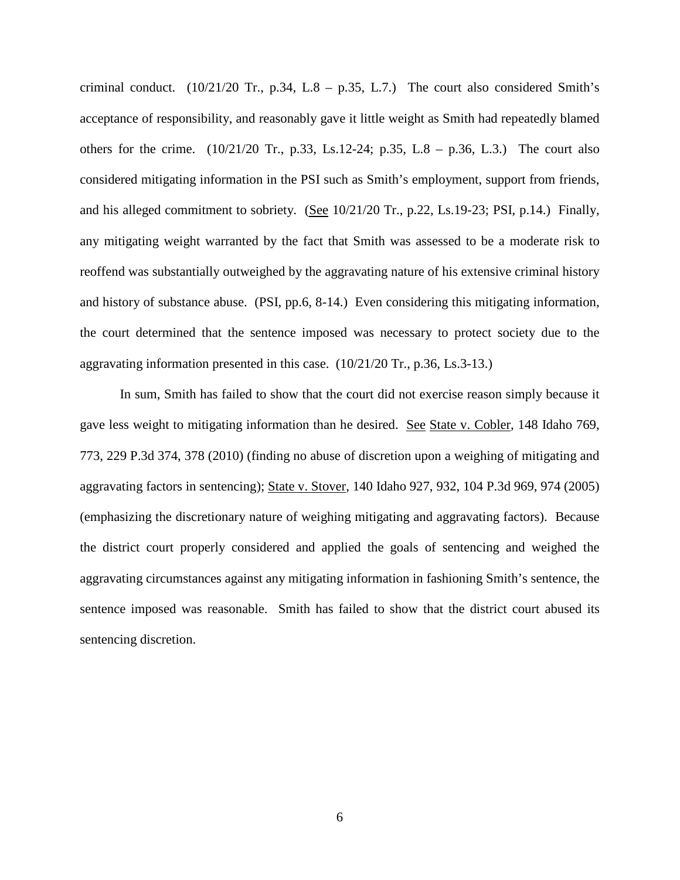criminal conduct. (10/21/20 Tr., p.34, L.8 – p.35, L.7.) The court also considered Smith's acceptance of responsibility, and reasonably gave it little weight as Smith had repeatedly blamed others for the crime. (10/21/20 Tr., p.33, Ls.12-24; p.35, L.8 – p.36, L.3.) The court also considered mitigating information in the PSI such as Smith's employment, support from friends, and his alleged commitment to sobriety. (See 10/21/20 Tr., p.22, Ls.19-23; PSI, p.14.) Finally, any mitigating weight warranted by the fact that Smith was assessed to be a moderate risk to reoffend was substantially outweighed by the aggravating nature of his extensive criminal history and history of substance abuse. (PSI, pp.6, 8-14.) Even considering this mitigating information, the court determined that the sentence imposed was necessary to protect society due to the aggravating information presented in this case. (10/21/20 Tr., p.36, Ls.3-13.)

In sum, Smith has failed to show that the court did not exercise reason simply because it gave less weight to mitigating information than he desired. See State v. Cobler, 148 Idaho 769, 773, 229 P.3d 374, 378 (2010) (finding no abuse of discretion upon a weighing of mitigating and aggravating factors in sentencing); State v. Stover, 140 Idaho 927, 932, 104 P.3d 969, 974 (2005) (emphasizing the discretionary nature of weighing mitigating and aggravating factors). Because the district court properly considered and applied the goals of sentencing and weighed the aggravating circumstances against any mitigating information in fashioning Smith's sentence, the sentence imposed was reasonable. Smith has failed to show that the district court abused its sentencing discretion.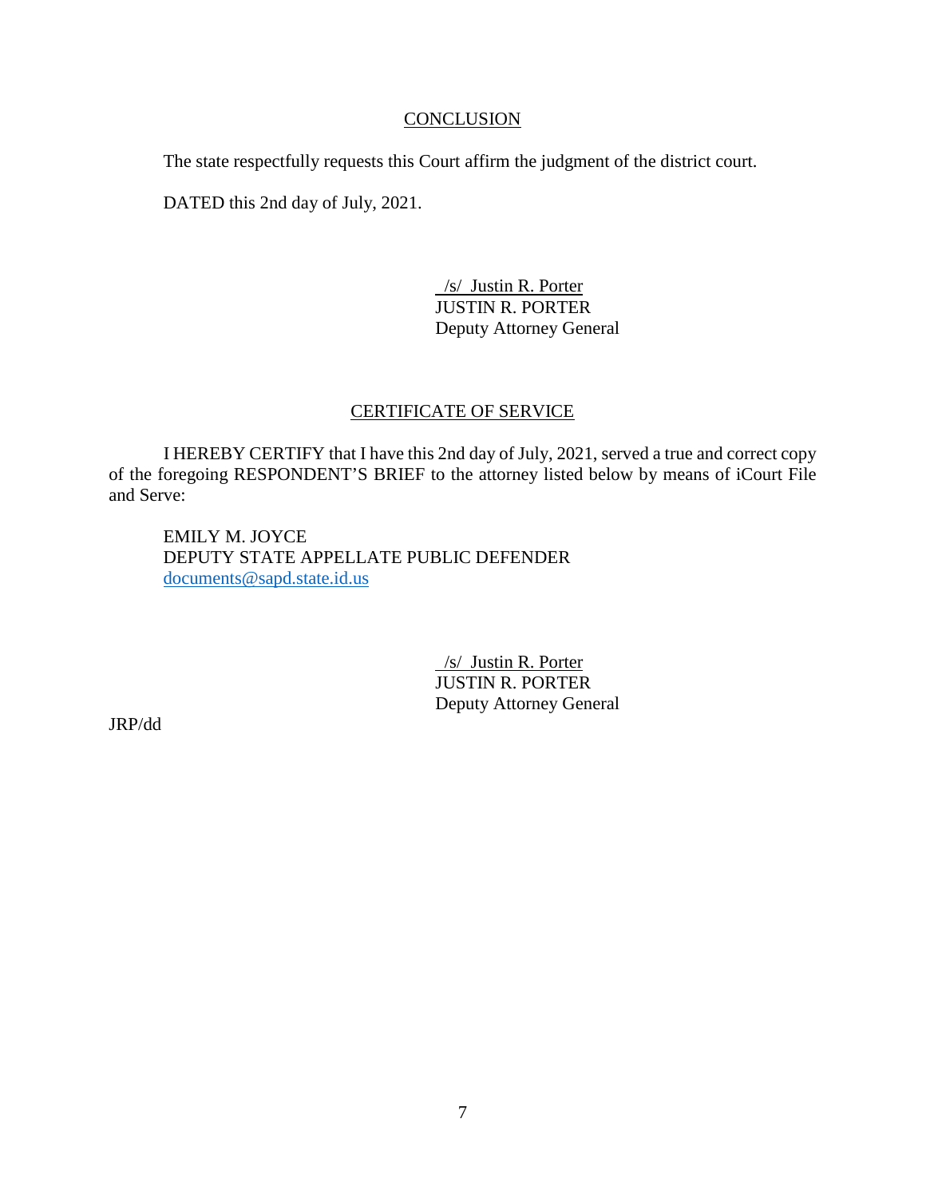## CONCLUSION

The state respectfully requests this Court affirm the judgment of the district court.

DATED this 2nd day of July, 2021.

/s/ Justin R. Porter
JUSTIN R. PORTER
Deputy Attorney General

## CERTIFICATE OF SERVICE

I HEREBY CERTIFY that I have this 2nd day of July, 2021, served a true and correct copy of the foregoing RESPONDENT'S BRIEF to the attorney listed below by means of iCourt File and Serve:

EMILY M. JOYCE
DEPUTY STATE APPELLATE PUBLIC DEFENDER
documents@sapd.state.id.us

/s/ Justin R. Porter
JUSTIN R. PORTER
Deputy Attorney General

JRP/dd